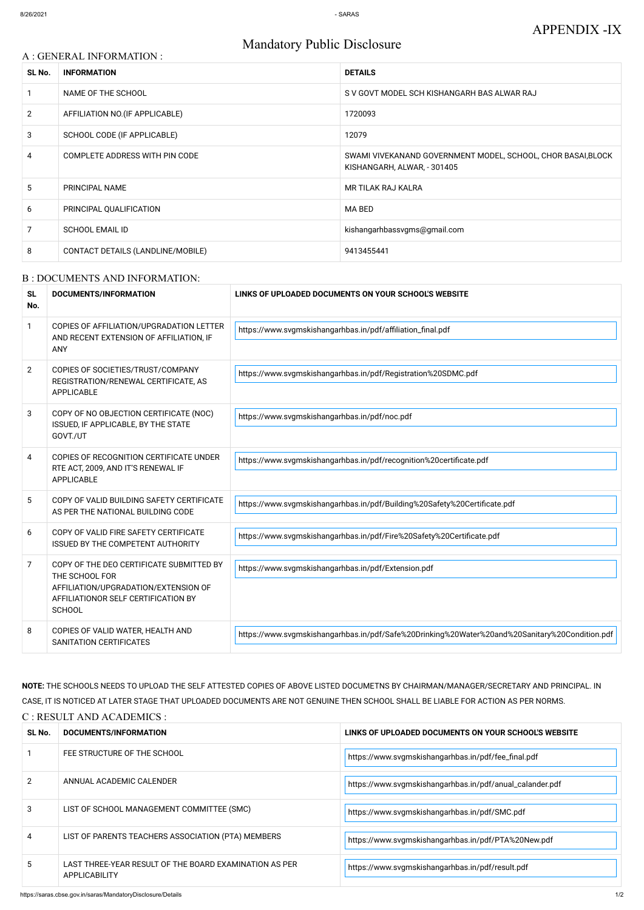APPENDIX -IX

# Mandatory Public Disclosure

## A : GENERAL INFORMATION :

| SL No. | INFORMATION | DETAILS |
|---|---|---|
| 1 | NAME OF THE SCHOOL | S V GOVT MODEL SCH KISHANGARH BAS ALWAR RAJ |
| 2 | AFFILIATION NO.(IF APPLICABLE) | 1720093 |
| 3 | SCHOOL CODE (IF APPLICABLE) | 12079 |
| 4 | COMPLETE ADDRESS WITH PIN CODE | SWAMI VIVEKANAND GOVERNMENT MODEL, SCHOOL, CHOR BASAI,BLOCK KISHANGARH, ALWAR, - 301405 |
| 5 | PRINCIPAL NAME | MR TILAK RAJ KALRA |
| 6 | PRINCIPAL QUALIFICATION | MA BED |
| 7 | SCHOOL EMAIL ID | kishangarhbassvgms@gmail.com |
| 8 | CONTACT DETAILS (LANDLINE/MOBILE) | 9413455441 |

## B : DOCUMENTS AND INFORMATION:

| SL No. | DOCUMENTS/INFORMATION | LINKS OF UPLOADED DOCUMENTS ON YOUR SCHOOL'S WEBSITE |
|---|---|---|
| 1 | COPIES OF AFFILIATION/UPGRADATION LETTER AND RECENT EXTENSION OF AFFILIATION, IF ANY | https://www.svgmskishangarhbas.in/pdf/affiliation_final.pdf |
| 2 | COPIES OF SOCIETIES/TRUST/COMPANY REGISTRATION/RENEWAL CERTIFICATE, AS APPLICABLE | https://www.svgmskishangarhbas.in/pdf/Registration%20SDMC.pdf |
| 3 | COPY OF NO OBJECTION CERTIFICATE (NOC) ISSUED, IF APPLICABLE, BY THE STATE GOVT./UT | https://www.svgmskishangarhbas.in/pdf/noc.pdf |
| 4 | COPIES OF RECOGNITION CERTIFICATE UNDER RTE ACT, 2009, AND IT'S RENEWAL IF APPLICABLE | https://www.svgmskishangarhbas.in/pdf/recognition%20certificate.pdf |
| 5 | COPY OF VALID BUILDING SAFETY CERTIFICATE AS PER THE NATIONAL BUILDING CODE | https://www.svgmskishangarhbas.in/pdf/Building%20Safety%20Certificate.pdf |
| 6 | COPY OF VALID FIRE SAFETY CERTIFICATE ISSUED BY THE COMPETENT AUTHORITY | https://www.svgmskishangarhbas.in/pdf/Fire%20Safety%20Certificate.pdf |
| 7 | COPY OF THE DEO CERTIFICATE SUBMITTED BY THE SCHOOL FOR AFFILIATION/UPGRADATION/EXTENSION OF AFFILIATIONOR SELF CERTIFICATION BY SCHOOL | https://www.svgmskishangarhbas.in/pdf/Extension.pdf |
| 8 | COPIES OF VALID WATER, HEALTH AND SANITATION CERTIFICATES | https://www.svgmskishangarhbas.in/pdf/Safe%20Drinking%20Water%20and%20Sanitary%20Condition.pdf |

**NOTE:** THE SCHOOLS NEEDS TO UPLOAD THE SELF ATTESTED COPIES OF ABOVE LISTED DOCUMETNS BY CHAIRMAN/MANAGER/SECRETARY AND PRINCIPAL. IN CASE, IT IS NOTICED AT LATER STAGE THAT UPLOADED DOCUMENTS ARE NOT GENUINE THEN SCHOOL SHALL BE LIABLE FOR ACTION AS PER NORMS.

## C : RESULT AND ACADEMICS :

| SL No. | DOCUMENTS/INFORMATION | LINKS OF UPLOADED DOCUMENTS ON YOUR SCHOOL'S WEBSITE |
|---|---|---|
| 1 | FEE STRUCTURE OF THE SCHOOL | https://www.svgmskishangarhbas.in/pdf/fee_final.pdf |
| 2 | ANNUAL ACADEMIC CALENDER | https://www.svgmskishangarhbas.in/pdf/anual_calander.pdf |
| 3 | LIST OF SCHOOL MANAGEMENT COMMITTEE (SMC) | https://www.svgmskishangarhbas.in/pdf/SMC.pdf |
| 4 | LIST OF PARENTS TEACHERS ASSOCIATION (PTA) MEMBERS | https://www.svgmskishangarhbas.in/pdf/PTA%20New.pdf |
| 5 | LAST THREE-YEAR RESULT OF THE BOARD EXAMINATION AS PER APPLICABILITY | https://www.svgmskishangarhbas.in/pdf/result.pdf |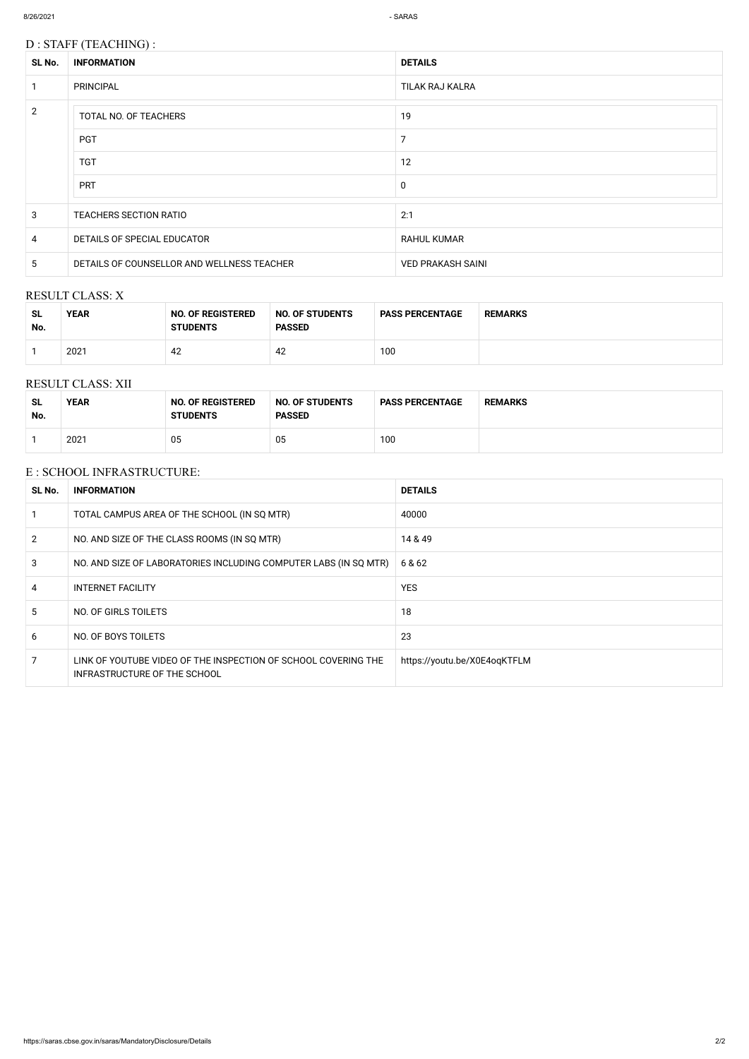## D : STAFF (TEACHING) :

| SL No. | INFORMATION | DETAILS |
|---|---|---|
| 1 | PRINCIPAL | TILAK RAJ KALRA |
| 2 | TOTAL NO. OF TEACHERS | 19 |
| | PGT | 7 |
| | TGT | 12 |
| | PRT | 0 |
| 3 | TEACHERS SECTION RATIO | 2:1 |
| 4 | DETAILS OF SPECIAL EDUCATOR | RAHUL KUMAR |
| 5 | DETAILS OF COUNSELLOR AND WELLNESS TEACHER | VED PRAKASH SAINI |

## RESULT CLASS: X

| SL No. | YEAR | NO. OF REGISTERED STUDENTS | NO. OF STUDENTS PASSED | PASS PERCENTAGE | REMARKS |
|---|---|---|---|---|---|
| 1 | 2021 | 42 | 42 | 100 | |

## RESULT CLASS: XII

| SL No. | YEAR | NO. OF REGISTERED STUDENTS | NO. OF STUDENTS PASSED | PASS PERCENTAGE | REMARKS |
|---|---|---|---|---|---|
| 1 | 2021 | 05 | 05 | 100 | |

## E : SCHOOL INFRASTRUCTURE:

| SL No. | INFORMATION | DETAILS |
|---|---|---|
| 1 | TOTAL CAMPUS AREA OF THE SCHOOL (IN SQ MTR) | 40000 |
| 2 | NO. AND SIZE OF THE CLASS ROOMS (IN SQ MTR) | 14 & 49 |
| 3 | NO. AND SIZE OF LABORATORIES INCLUDING COMPUTER LABS (IN SQ MTR) | 6 & 62 |
| 4 | INTERNET FACILITY | YES |
| 5 | NO. OF GIRLS TOILETS | 18 |
| 6 | NO. OF BOYS TOILETS | 23 |
| 7 | LINK OF YOUTUBE VIDEO OF THE INSPECTION OF SCHOOL COVERING THE INFRASTRUCTURE OF THE SCHOOL | https://youtu.be/X0E4oqKTFLM |